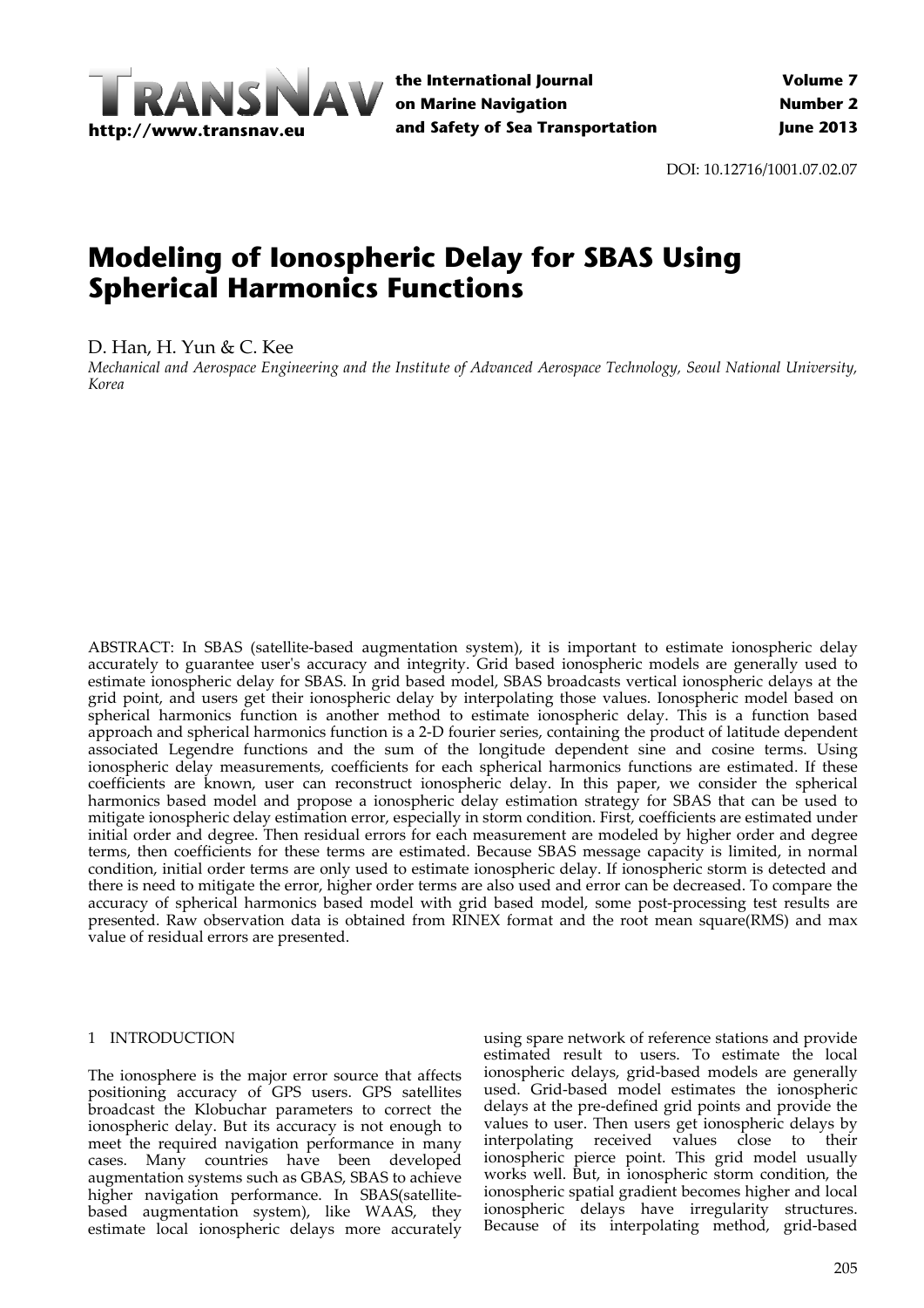DOI: 10.12716/1001.07.02.07

# Modeling of Ionospheric Delay for SBAS Using Spherical Harmonics Functions

D. Han, H. Yun & C. Kee

*Mechanical and Aerospace Engineering and the Institute of Advanced Aerospace Technology, Seoul National University, Korea*

ABSTRACT: In SBAS (satellite-based augmentation system), it is important to estimate ionospheric delay accurately to guarantee user's accuracy and integrity. Grid based ionospheric models are generally used to estimate ionospheric delay for SBAS. In grid based model, SBAS broadcasts vertical ionospheric delays at the grid point, and users get their ionospheric delay by interpolating those values. Ionospheric model based on spherical harmonics function is another method to estimate ionospheric delay. This is a function based approach and spherical harmonics function is a 2-D fourier series, containing the product of latitude dependent associated Legendre functions and the sum of the longitude dependent sine and cosine terms. Using ionospheric delay measurements, coefficients for each spherical harmonics functions are estimated. If these coefficients are known, user can reconstruct ionospheric delay. In this paper, we consider the spherical harmonics based model and propose a ionospheric delay estimation strategy for SBAS that can be used to mitigate ionospheric delay estimation error, especially in storm condition. First, coefficients are estimated under initial order and degree. Then residual errors for each measurement are modeled by higher order and degree terms, then coefficients for these terms are estimated. Because SBAS message capacity is limited, in normal condition, initial order terms are only used to estimate ionospheric delay. If ionospheric storm is detected and there is need to mitigate the error, higher order terms are also used and error can be decreased. To compare the accuracy of spherical harmonics based model with grid based model, some post-processing test results are presented. Raw observation data is obtained from RINEX format and the root mean square(RMS) and max value of residual errors are presented.

## 1 INTRODUCTION

The ionosphere is the major error source that affects positioning accuracy of GPS users. GPS satellites broadcast the Klobuchar parameters to correct the ionospheric delay. But its accuracy is not enough to meet the required navigation performance in many cases. Many countries have been developed augmentation systems such as GBAS, SBAS to achieve higher navigation performance. In SBAS(satellite-based augmentation system), like WAAS, they estimate local ionospheric delays more accurately using spare network of reference stations and provide estimated result to users. To estimate the local ionospheric delays, grid-based models are generally used. Grid-based model estimates the ionospheric delays at the pre-defined grid points and provide the values to user. Then users get ionospheric delays by interpolating received values close to their ionospheric pierce point. This grid model usually works well. But, in ionospheric storm condition, the ionospheric spatial gradient becomes higher and local ionospheric delays have irregularity structures. Because of its interpolating method, grid-based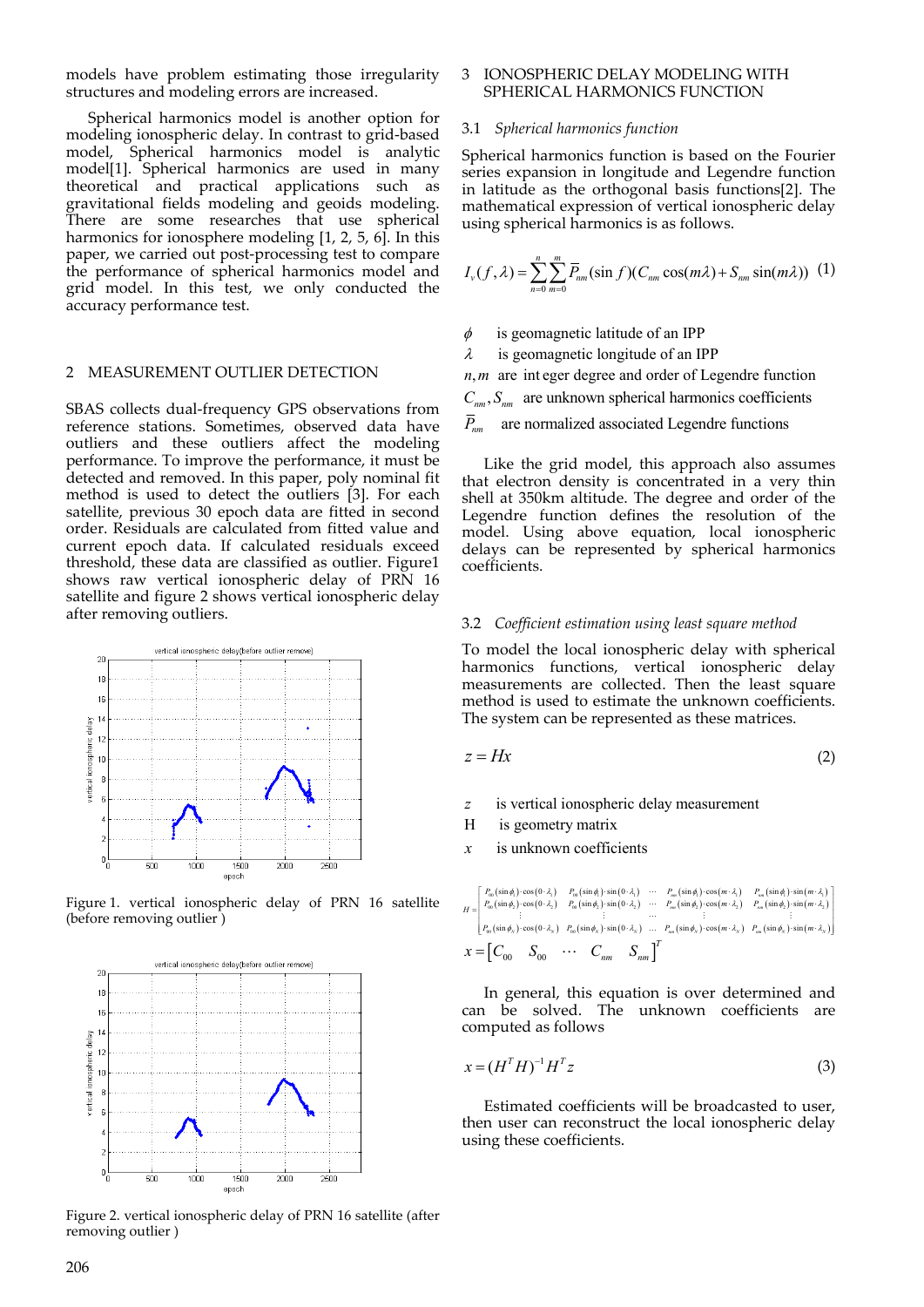models have problem estimating those irregularity structures and modeling errors are increased.

Spherical harmonics model is another option for modeling ionospheric delay. In contrast to grid-based model, Spherical harmonics model is analytic model[1]. Spherical harmonics are used in many theoretical and practical applications such as gravitational fields modeling and geoids modeling. There are some researches that use spherical harmonics for ionosphere modeling [1, 2, 5, 6]. In this paper, we carried out post-processing test to compare the performance of spherical harmonics model and grid model. In this test, we only conducted the accuracy performance test.

## 2 MEASUREMENT OUTLIER DETECTION

SBAS collects dual-frequency GPS observations from reference stations. Sometimes, observed data have outliers and these outliers affect the modeling performance. To improve the performance, it must be detected and removed. In this paper, poly nominal fit method is used to detect the outliers [3]. For each satellite, previous 30 epoch data are fitted in second order. Residuals are calculated from fitted value and current epoch data. If calculated residuals exceed threshold, these data are classified as outlier. Figure1 shows raw vertical ionospheric delay of PRN 16 satellite and figure 2 shows vertical ionospheric delay after removing outliers.

Figure 1. vertical ionospheric delay of PRN 16 satellite (before removing outlier )

Figure 2. vertical ionospheric delay of PRN 16 satellite (after removing outlier )

## 3 IONOSPHERIC DELAY MODELING WITH SPHERICAL HARMONICS FUNCTION

### 3.1 *Spherical harmonics function*

Spherical harmonics function is based on the Fourier series expansion in longitude and Legendre function in latitude as the orthogonal basis functions[2]. The mathematical expression of vertical ionospheric delay using spherical harmonics is as follows.

$$I_v(f,\lambda) = \sum_{n=0}^{n}\sum_{m=0}^{m} \overline{P}_{nm}(\sin f)(C_{nm}\cos(m\lambda) + S_{nm}\sin(m\lambda)) \quad (1)$$

$\phi$ is geomagnetic latitude of an IPP

$\lambda$ is geomagnetic longitude of an IPP

$n, m$ are int eger degree and order of Legendre function

$C_{nm}, S_{nm}$ are unknown spherical harmonics coefficients

$\overline{P}_{nm}$ are normalized associated Legendre functions

Like the grid model, this approach also assumes that electron density is concentrated in a very thin shell at 350km altitude. The degree and order of the Legendre function defines the resolution of the model. Using above equation, local ionospheric delays can be represented by spherical harmonics coefficients.

### 3.2 *Coefficient estimation using least square method*

To model the local ionospheric delay with spherical harmonics functions, vertical ionospheric delay measurements are collected. Then the least square method is used to estimate the unknown coefficients. The system can be represented as these matrices.

$$z = Hx \quad (2)$$

$z$ is vertical ionospheric delay measurement

H is geometry matrix

$x$ is unknown coefficients

$$H = \begin{bmatrix} P_{00}(\sin\phi_1)\cdot\cos(0\cdot\lambda_1) & P_{00}(\sin\phi_1)\cdot\sin(0\cdot\lambda_1) & \cdots & P_{nm}(\sin\phi_1)\cdot\cos(m\cdot\lambda_1) & P_{nm}(\sin\phi_1)\cdot\sin(m\cdot\lambda_1) \\ P_{00}(\sin\phi_2)\cdot\cos(0\cdot\lambda_2) & P_{00}(\sin\phi_2)\cdot\sin(0\cdot\lambda_2) & \cdots & P_{nm}(\sin\phi_2)\cdot\cos(m\cdot\lambda_2) & P_{nm}(\sin\phi_2)\cdot\sin(m\cdot\lambda_2) \\ \vdots & \vdots & \cdots & \vdots & \vdots \\ P_{00}(\sin\phi_N)\cdot\cos(0\cdot\lambda_N) & P_{00}(\sin\phi_N)\cdot\sin(0\cdot\lambda_N) & \cdots & P_{nm}(\sin\phi_N)\cdot\cos(m\cdot\lambda_N) & P_{nm}(\sin\phi_N)\cdot\sin(m\cdot\lambda_N) \end{bmatrix}$$

$$x = \begin{bmatrix} C_{00} & S_{00} & \cdots & C_{nm} & S_{nm} \end{bmatrix}^T$$

In general, this equation is over determined and can be solved. The unknown coefficients are computed as follows

$$x = (H^T H)^{-1} H^T z \quad (3)$$

Estimated coefficients will be broadcasted to user, then user can reconstruct the local ionospheric delay using these coefficients.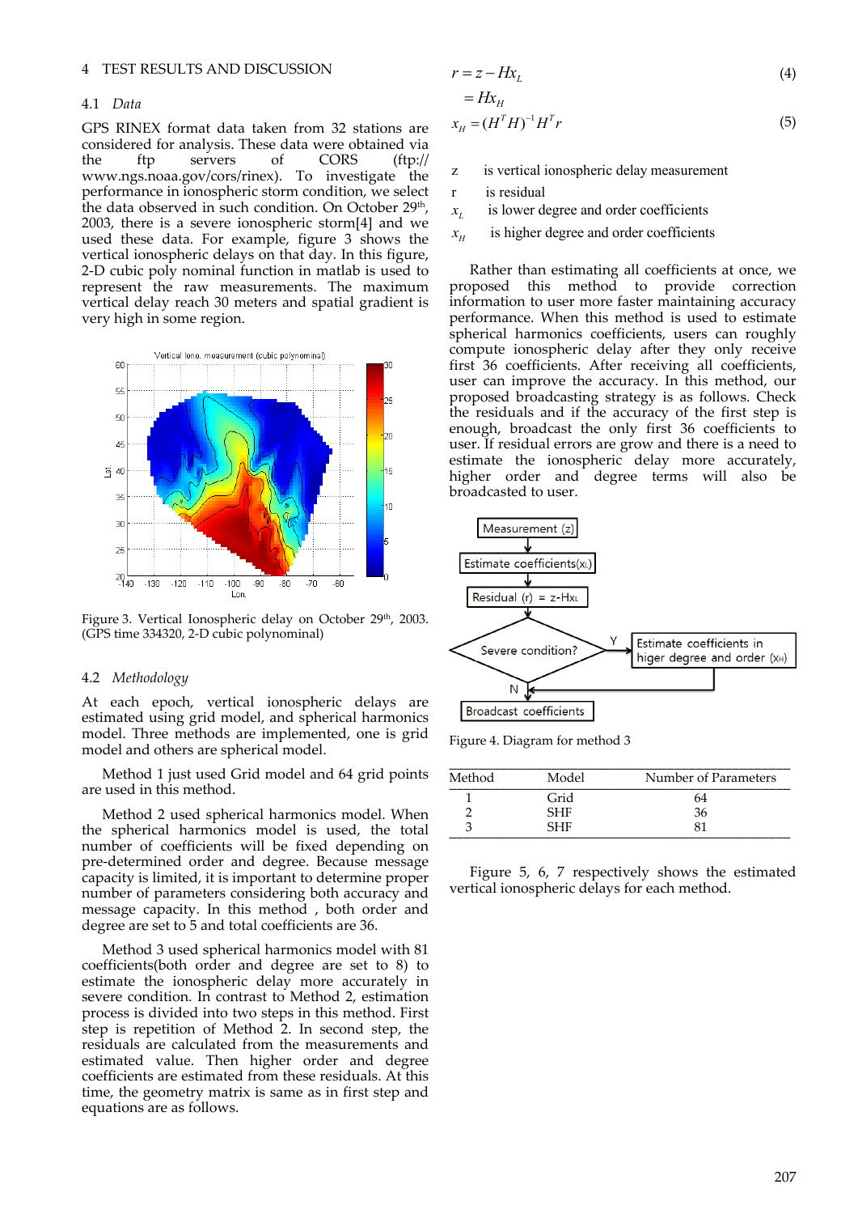## 4 TEST RESULTS AND DISCUSSION

### 4.1 *Data*

GPS RINEX format data taken from 32 stations are considered for analysis. These data were obtained via the ftp servers of CORS (ftp://www.ngs.noaa.gov/cors/rinex). To investigate the performance in ionospheric storm condition, we select the data observed in such condition. On October 29th, 2003, there is a severe ionospheric storm[4] and we used these data. For example, figure 3 shows the vertical ionospheric delays on that day. In this figure, 2-D cubic poly nominal function in matlab is used to represent the raw measurements. The maximum vertical delay reach 30 meters and spatial gradient is very high in some region.

Figure 3. Vertical Ionospheric delay on October 29th, 2003. (GPS time 334320, 2-D cubic polynominal)

### 4.2 *Methodology*

At each epoch, vertical ionospheric delays are estimated using grid model, and spherical harmonics model. Three methods are implemented, one is grid model and others are spherical model.

Method 1 just used Grid model and 64 grid points are used in this method.

Method 2 used spherical harmonics model. When the spherical harmonics model is used, the total number of coefficients will be fixed depending on pre-determined order and degree. Because message capacity is limited, it is important to determine proper number of parameters considering both accuracy and message capacity. In this method , both order and degree are set to 5 and total coefficients are 36.

Method 3 used spherical harmonics model with 81 coefficients(both order and degree are set to 8) to estimate the ionospheric delay more accurately in severe condition. In contrast to Method 2, estimation process is divided into two steps in this method. First step is repetition of Method 2. In second step, the residuals are calculated from the measurements and estimated value. Then higher order and degree coefficients are estimated from these residuals. At this time, the geometry matrix is same as in first step and equations are as follows.

$$r = z - Hx_L \quad (4)$$
$$= Hx_H$$
$$x_H = (H^T H)^{-1} H^T r \quad (5)$$

$z$ is vertical ionospheric delay measurement
$r$ is residual
$x_L$ is lower degree and order coefficients
$x_H$ is higher degree and order coefficients

Rather than estimating all coefficients at once, we proposed this method to provide correction information to user more faster maintaining accuracy performance. When this method is used to estimate spherical harmonics coefficients, users can roughly compute ionospheric delay after they only receive first 36 coefficients. After receiving all coefficients, user can improve the accuracy. In this method, our proposed broadcasting strategy is as follows. Check the residuals and if the accuracy of the first step is enough, broadcast the only first 36 coefficients to user. If residual errors are grow and there is a need to estimate the ionospheric delay more accurately, higher order and degree terms will also be broadcasted to user.

Figure 4. Diagram for method 3

| Method | Model | Number of Parameters |
|---|---|---|
| 1 | Grid | 64 |
| 2 | SHF | 36 |
| 3 | SHF | 81 |

Figure 5, 6, 7 respectively shows the estimated vertical ionospheric delays for each method.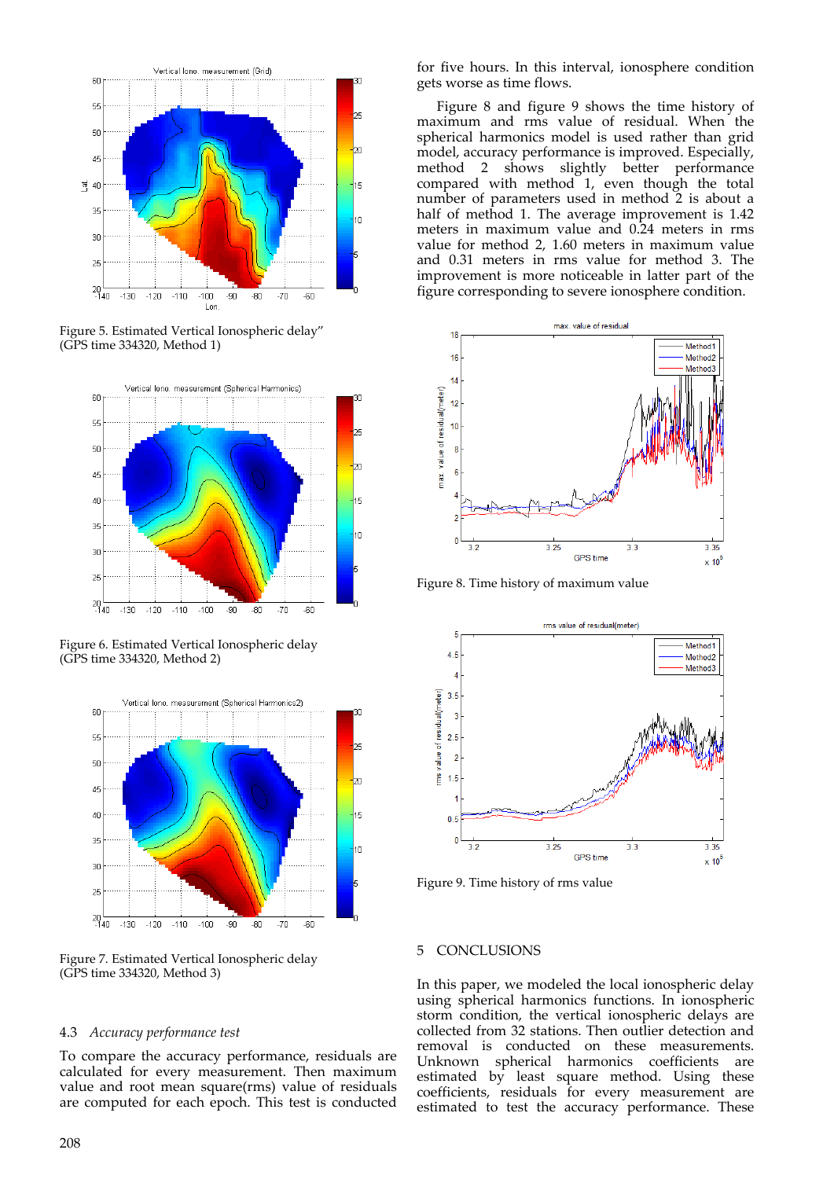Figure 5. Estimated Vertical Ionospheric delay”
(GPS time 334320, Method 1)

Figure 6. Estimated Vertical Ionospheric delay
(GPS time 334320, Method 2)

Figure 7. Estimated Vertical Ionospheric delay
(GPS time 334320, Method 3)

### 4.3 *Accuracy performance test*

To compare the accuracy performance, residuals are calculated for every measurement. Then maximum value and root mean square(rms) value of residuals are computed for each epoch. This test is conducted for five hours. In this interval, ionosphere condition gets worse as time flows.

Figure 8 and figure 9 shows the time history of maximum and rms value of residual. When the spherical harmonics model is used rather than grid model, accuracy performance is improved. Especially, method 2 shows slightly better performance compared with method 1, even though the total number of parameters used in method 2 is about a half of method 1. The average improvement is 1.42 meters in maximum value and 0.24 meters in rms value for method 2, 1.60 meters in maximum value and 0.31 meters in rms value for method 3. The improvement is more noticeable in latter part of the figure corresponding to severe ionosphere condition.

Figure 8. Time history of maximum value

Figure 9. Time history of rms value

## 5 CONCLUSIONS

In this paper, we modeled the local ionospheric delay using spherical harmonics functions. In ionospheric storm condition, the vertical ionospheric delays are collected from 32 stations. Then outlier detection and removal is conducted on these measurements. Unknown spherical harmonics coefficients are estimated by least square method. Using these coefficients, residuals for every measurement are estimated to test the accuracy performance. These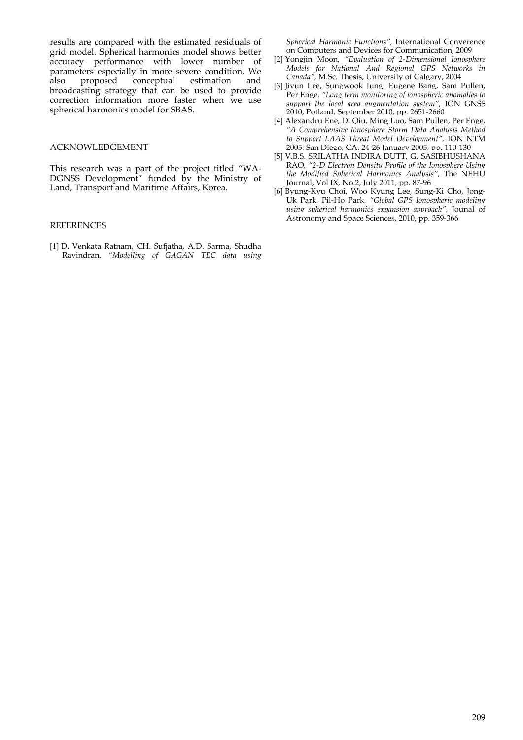results are compared with the estimated residuals of grid model. Spherical harmonics model shows better accuracy performance with lower number of parameters especially in more severe condition. We also proposed conceptual estimation and broadcasting strategy that can be used to provide correction information more faster when we use spherical harmonics model for SBAS.

## ACKNOWLEDGEMENT

This research was a part of the project titled "WA-DGNSS Development" funded by the Ministry of Land, Transport and Maritime Affairs, Korea.

## REFERENCES

[1] D. Venkata Ratnam, CH. Sufjatha, A.D. Sarma, Shudha Ravindran, *"Modelling of GAGAN TEC data using Spherical Harmonic Functions"*, International Converence on Computers and Devices for Communication, 2009

[2] Yongjin Moon, *"Evaluation of 2-Dimensional Ionosphere Models for National And Regional GPS Networks in Canada"*, M.Sc. Thesis, University of Calgary, 2004

[3] Jiyun Lee, Sungwook Jung, Eugene Bang, Sam Pullen, Per Enge, *"Long term monitoring of ionospheric anomalies to support the local area augmentation system"*, ION GNSS 2010, Potland, September 2010, pp. 2651-2660

[4] Alexandru Ene, Di Qiu, Ming Luo, Sam Pullen, Per Enge, *"A Comprehensive Ionosphere Storm Data Analysis Method to Support LAAS Threat Model Development"*, ION NTM 2005, San Diego, CA, 24-26 January 2005, pp. 110-130

[5] V.B.S. SRILATHA INDIRA DUTT, G. SASIBHUSHANA RAO, *"2-D Electron Density Profile of the Ionosphere Using the Modified Spherical Harmonics Analysis"*, The NEHU Journal, Vol IX, No.2, July 2011, pp. 87-96

[6] Byung-Kyu Choi, Woo Kyung Lee, Sung-Ki Cho, Jong-Uk Park, Pil-Ho Park, *"Global GPS Ionospheric modeling using spherical harmonics expansion approach"*, Jounal of Astronomy and Space Sciences, 2010, pp. 359-366